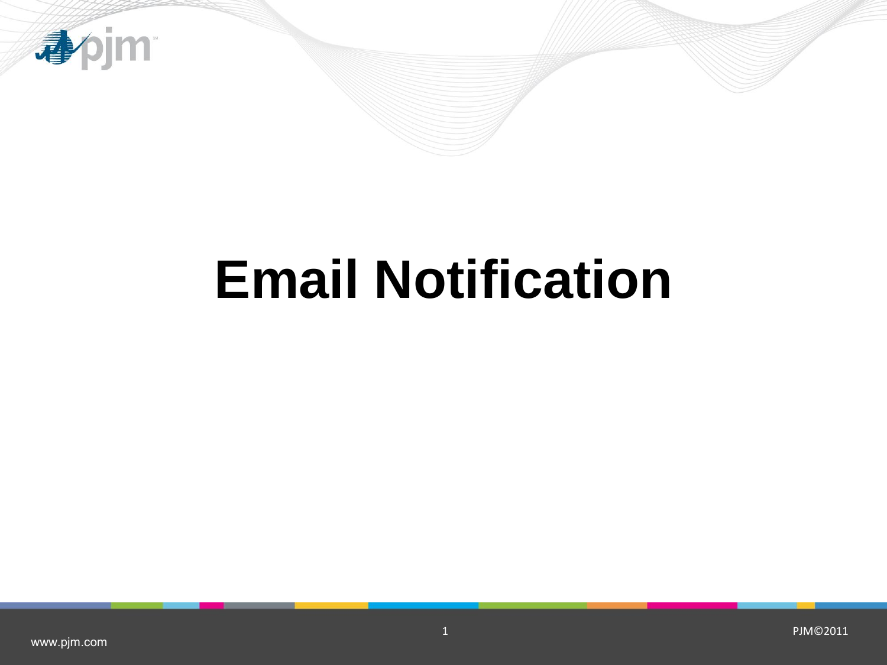# Email Notification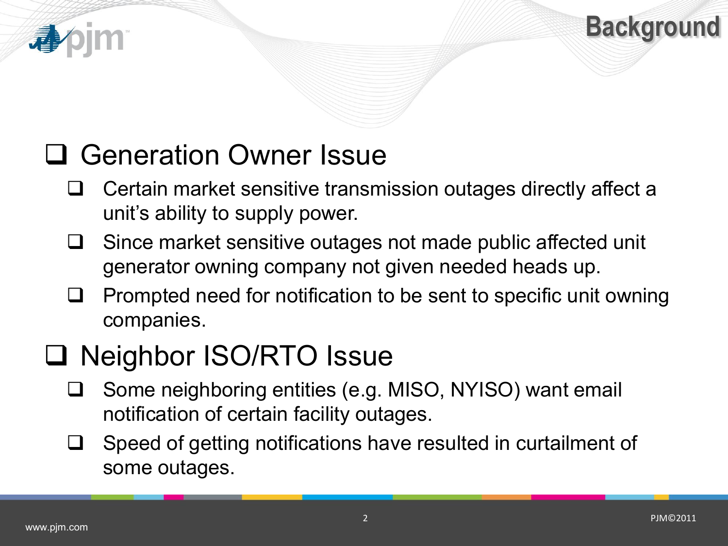# Background

- Generation Owner Issue
  - Certain market sensitive transmission outages directly affect a unit's ability to supply power.
  - Since market sensitive outages not made public affected unit generator owning company not given needed heads up.
  - Prompted need for notification to be sent to specific unit owning companies.
- Neighbor ISO/RTO Issue
  - Some neighboring entities (e.g. MISO, NYISO) want email notification of certain facility outages.
  - Speed of getting notifications have resulted in curtailment of some outages.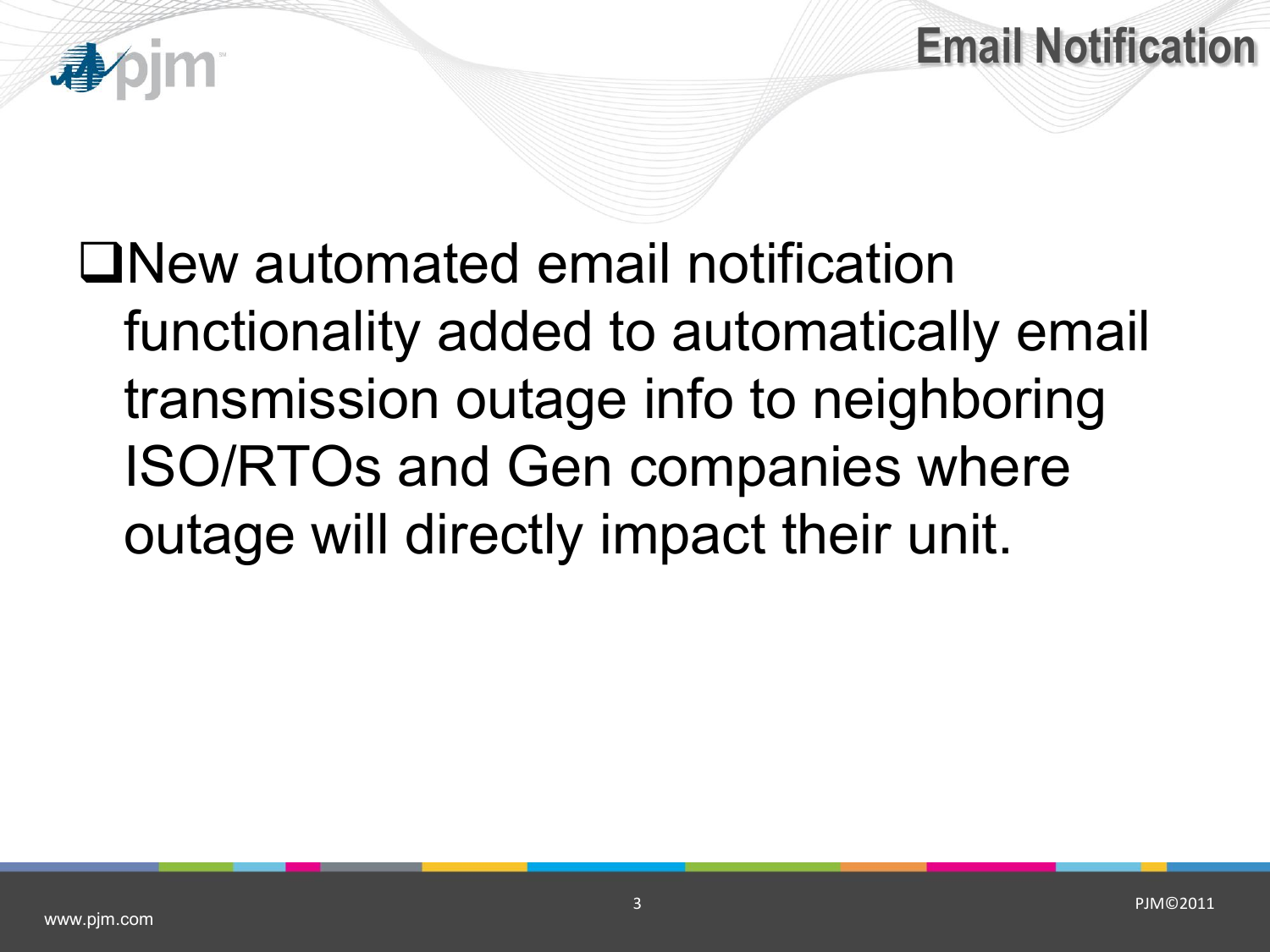# Email Notification

- New automated email notification functionality added to automatically email transmission outage info to neighboring ISO/RTOs and Gen companies where outage will directly impact their unit.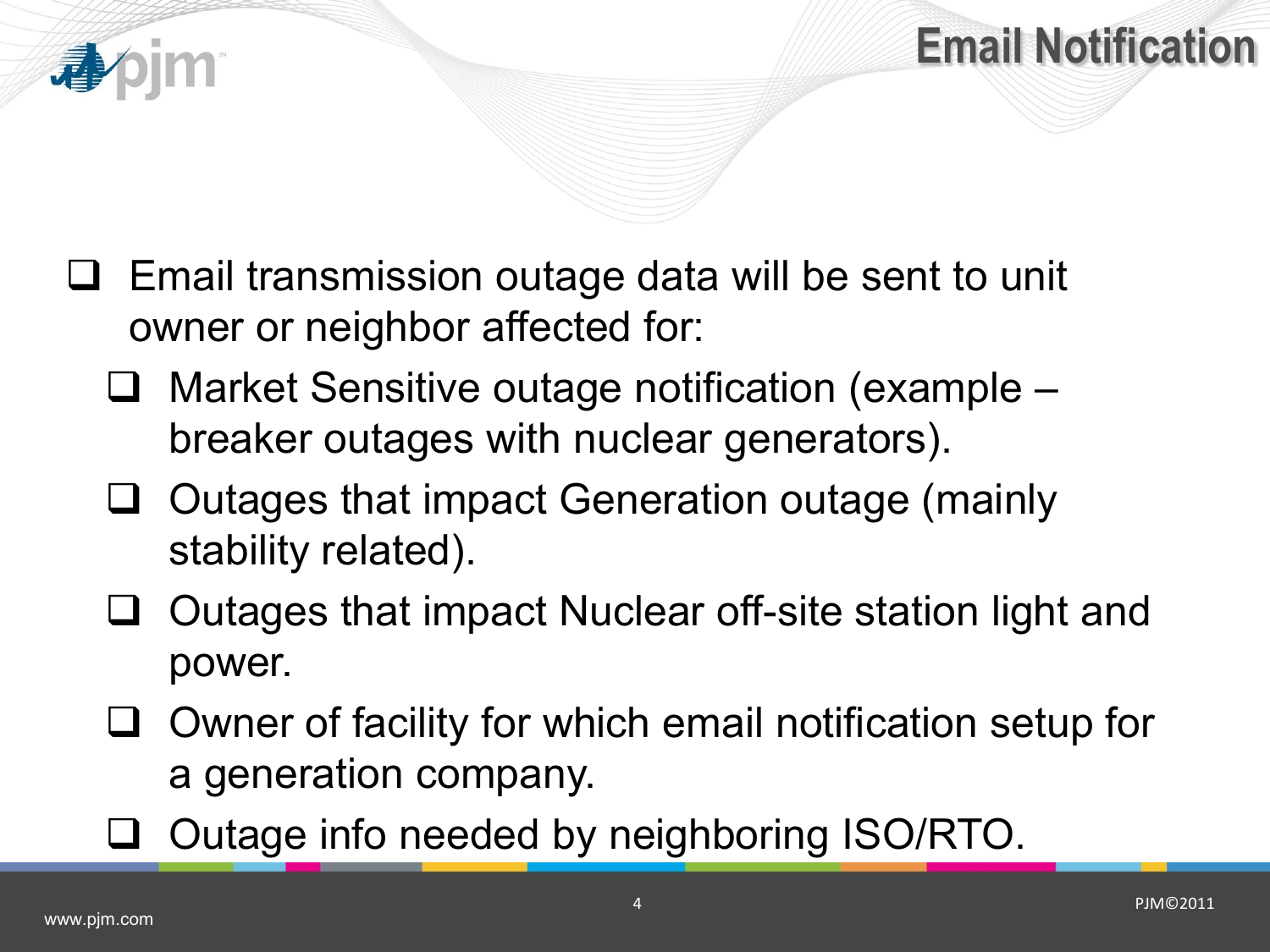# Email Notification

- Email transmission outage data will be sent to unit owner or neighbor affected for:
  - Market Sensitive outage notification (example – breaker outages with nuclear generators).
  - Outages that impact Generation outage (mainly stability related).
  - Outages that impact Nuclear off-site station light and power.
  - Owner of facility for which email notification setup for a generation company.
  - Outage info needed by neighboring ISO/RTO.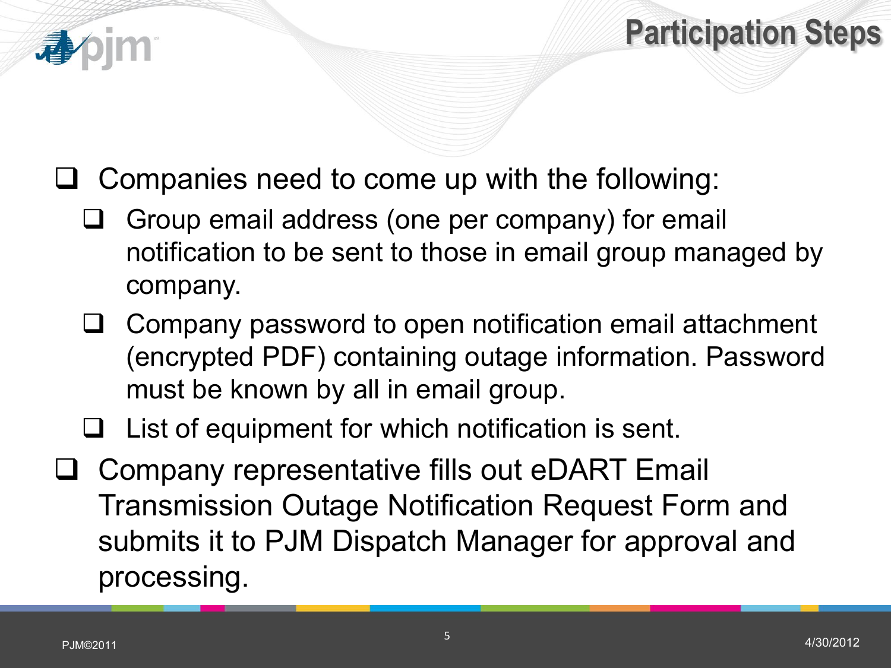# Participation Steps

- Companies need to come up with the following:
  - Group email address (one per company) for email notification to be sent to those in email group managed by company.
  - Company password to open notification email attachment (encrypted PDF) containing outage information. Password must be known by all in email group.
  - List of equipment for which notification is sent.
- Company representative fills out eDART Email Transmission Outage Notification Request Form and submits it to PJM Dispatch Manager for approval and processing.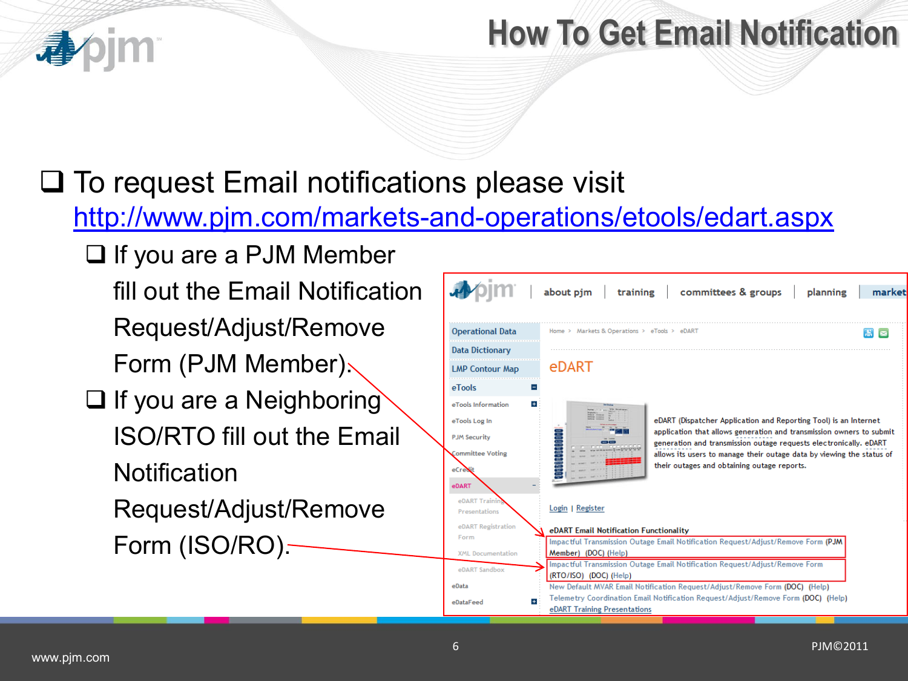# How To Get Email Notification

- To request Email notifications please visit http://www.pjm.com/markets-and-operations/etools/edart.aspx
  - If you are a PJM Member fill out the Email Notification Request/Adjust/Remove Form (PJM Member).
  - If you are a Neighboring ISO/RTO fill out the Email Notification Request/Adjust/Remove Form (ISO/RO).

about pjm | training | committees & groups | planning | market

Operational Data
Data Dictionary
LMP Contour Map
eTools
eTools Information
eTools Log In
PJM Security
Committee Voting
eCredit
eDART
eDART Training Presentations
eDART Registration Form
XML Documentation
eDART Sandbox
eData
eDataFeed

Home > Markets & Operations > eTools > eDART

eDART

eDART (Dispatcher Application and Reporting Tool) is an Internet application that allows generation and transmission owners to submit generation and transmission outage requests electronically. eDART allows its users to manage their outage data by viewing the status of their outages and obtaining outage reports.

Login | Register

eDART Email Notification Functionality

Impactful Transmission Outage Email Notification Request/Adjust/Remove Form (PJM Member) (DOC) (Help)

Impactful Transmission Outage Email Notification Request/Adjust/Remove Form (RTO/ISO) (DOC) (Help)

New Default MVAR Email Notification Request/Adjust/Remove Form (DOC) (Help)

Telemetry Coordination Email Notification Request/Adjust/Remove Form (DOC) (Help)

eDART Training Presentations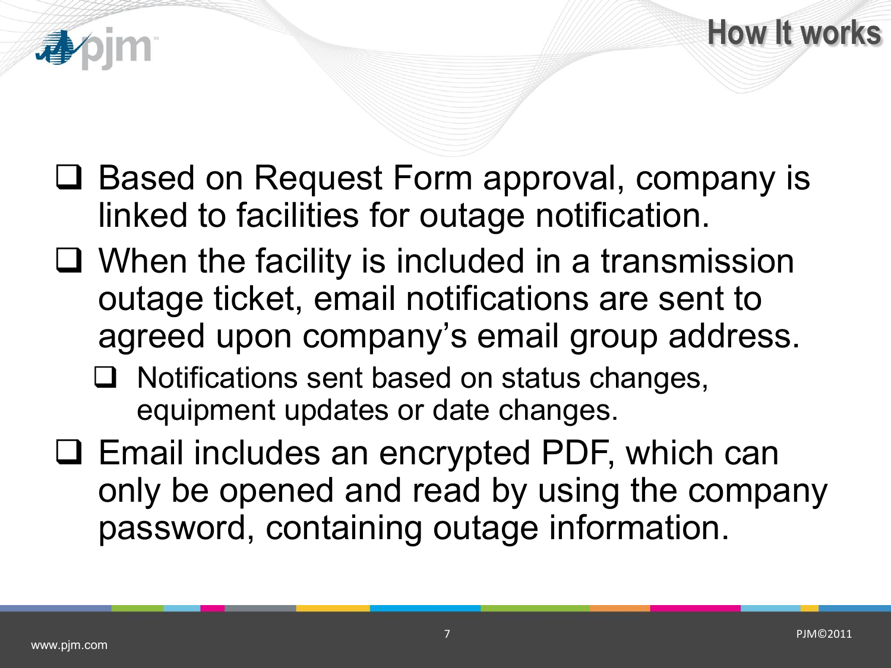## How It works

- Based on Request Form approval, company is linked to facilities for outage notification.
- When the facility is included in a transmission outage ticket, email notifications are sent to agreed upon company's email group address.
  - Notifications sent based on status changes, equipment updates or date changes.
- Email includes an encrypted PDF, which can only be opened and read by using the company password, containing outage information.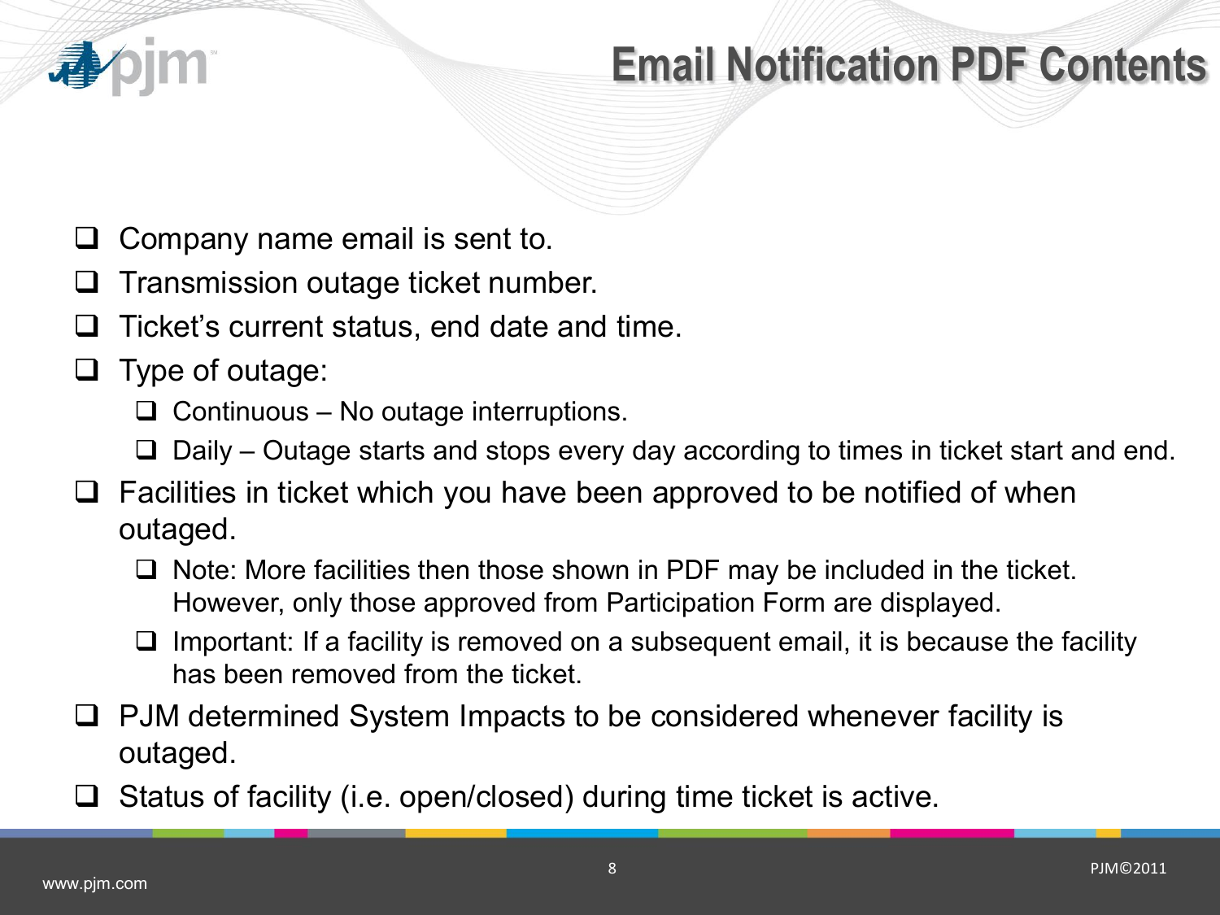# Email Notification PDF Contents

- Company name email is sent to.
- Transmission outage ticket number.
- Ticket's current status, end date and time.
- Type of outage:
  - Continuous – No outage interruptions.
  - Daily – Outage starts and stops every day according to times in ticket start and end.
- Facilities in ticket which you have been approved to be notified of when outaged.
  - Note: More facilities then those shown in PDF may be included in the ticket. However, only those approved from Participation Form are displayed.
  - Important: If a facility is removed on a subsequent email, it is because the facility has been removed from the ticket.
- PJM determined System Impacts to be considered whenever facility is outaged.
- Status of facility (i.e. open/closed) during time ticket is active.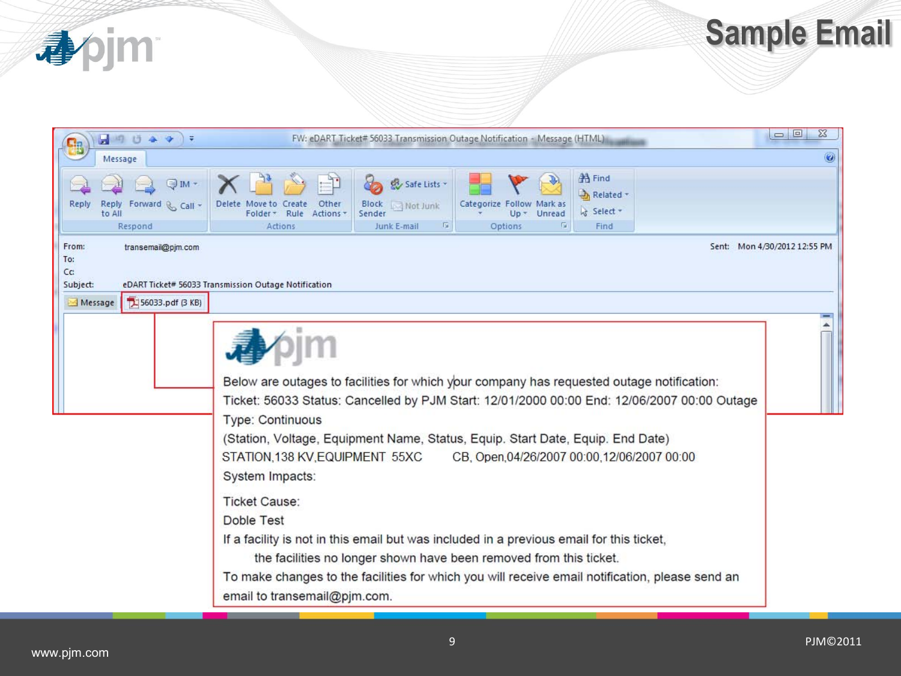# Sample Email

FW: eDART Ticket# 56033 Transmission Outage Notification - Message (HTML)

Message

Reply | Reply to All | Forward | IM | Call — Respond

Delete | Move to Folder | Create Rule | Other Actions — Actions

Block Sender | Safe Lists | Not Junk — Junk E-mail

Categorize | Follow Up | Mark as Unread — Options

Find | Related | Select — Find

From: transemail@pjm.com

Sent: Mon 4/30/2012 12:55 PM

To:

Cc:

Subject: eDART Ticket# 56033 Transmission Outage Notification

Message | 56033.pdf (3 KB)

Below are outages to facilities for which your company has requested outage notification:

Ticket: 56033 Status: Cancelled by PJM Start: 12/01/2000 00:00 End: 12/06/2007 00:00 Outage Type: Continuous

(Station, Voltage, Equipment Name, Status, Equip. Start Date, Equip. End Date)

STATION,138 KV,EQUIPMENT 55XC CB, Open,04/26/2007 00:00,12/06/2007 00:00

System Impacts:

Ticket Cause:

Doble Test

If a facility is not in this email but was included in a previous email for this ticket, the facilities no longer shown have been removed from this ticket.

To make changes to the facilities for which you will receive email notification, please send an email to transemail@pjm.com.